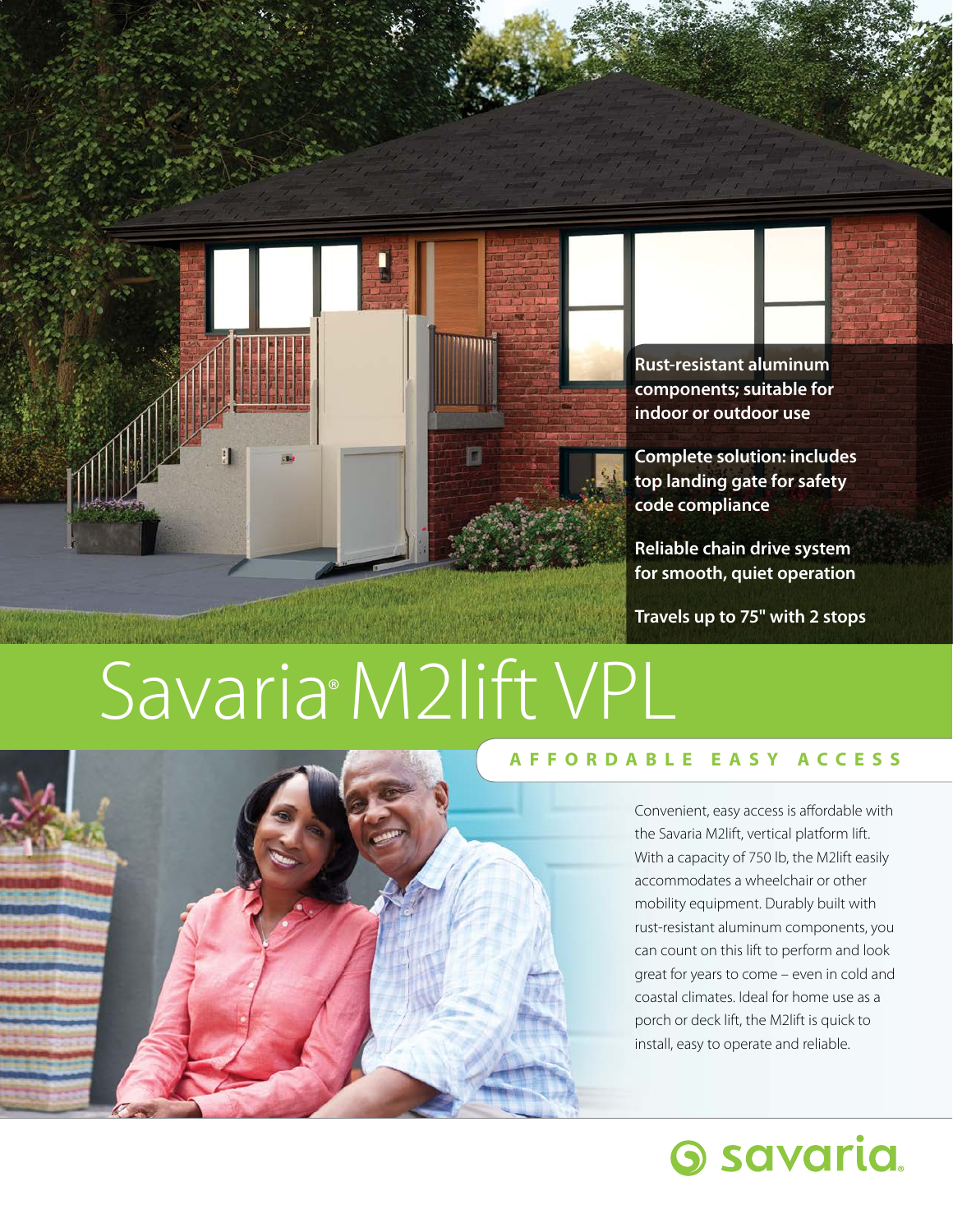- **Rust-resistant aluminum components; suitable for indoor or outdoor use**
- **Complete solution: includes top landing gate for safety code compliance**
- **Reliable chain drive system for smooth, quiet operation**
- **Travels up to 75" with 2 stops**

# Savaria® M2lift VPL

## AFFORDABLE EASY ACCESS

Convenient, easy access is affordable with the Savaria M2lift, vertical platform lift. With a capacity of 750 lb, the M2lift easily accommodates a wheelchair or other mobility equipment. Durably built with rust-resistant aluminum components, you can count on this lift to perform and look great for years to come – even in cold and coastal climates. Ideal for home use as a porch or deck lift, the M2lift is quick to install, easy to operate and reliable.

savaria.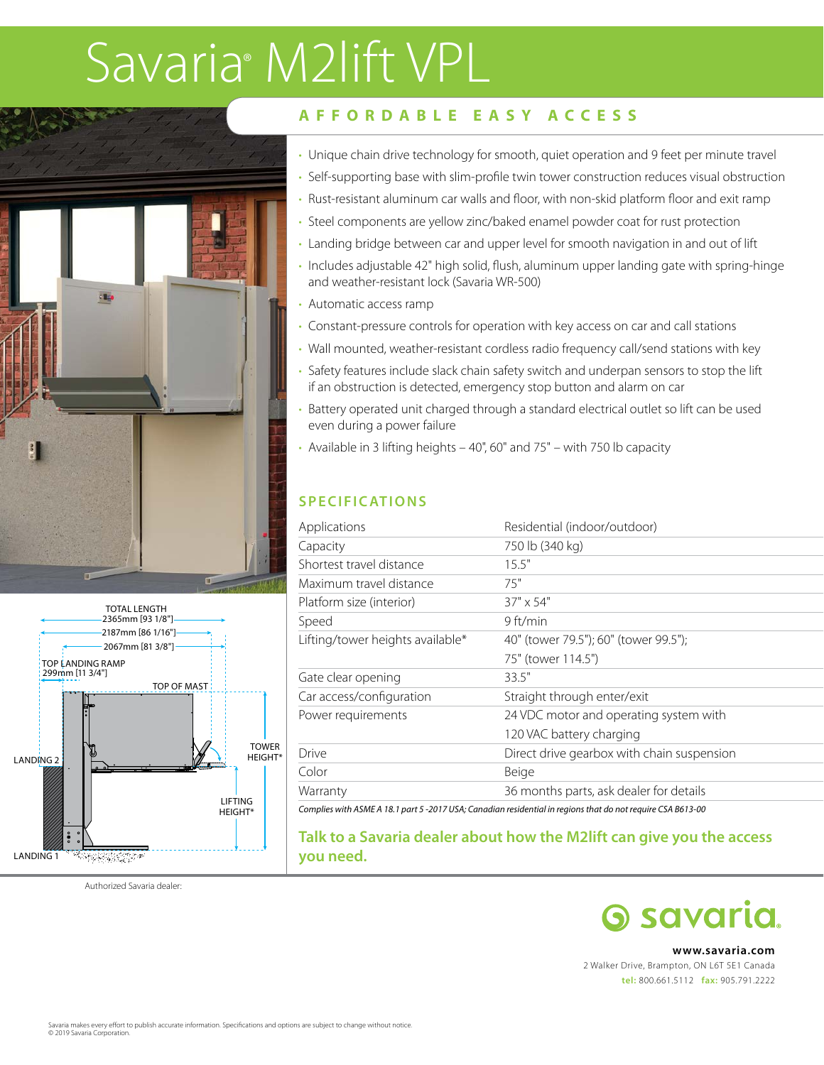# Savaria® M2lift VPL

## AFFORDABLE EASY ACCESS

- Unique chain drive technology for smooth, quiet operation and 9 feet per minute travel
- Self-supporting base with slim-profile twin tower construction reduces visual obstruction
- Rust-resistant aluminum car walls and floor, with non-skid platform floor and exit ramp
- Steel components are yellow zinc/baked enamel powder coat for rust protection
- Landing bridge between car and upper level for smooth navigation in and out of lift
- Includes adjustable 42" high solid, flush, aluminum upper landing gate with spring-hinge and weather-resistant lock (Savaria WR-500)
- Automatic access ramp
- Constant-pressure controls for operation with key access on car and call stations
- Wall mounted, weather-resistant cordless radio frequency call/send stations with key
- Safety features include slack chain safety switch and underpan sensors to stop the lift if an obstruction is detected, emergency stop button and alarm on car
- Battery operated unit charged through a standard electrical outlet so lift can be used even during a power failure
- Available in 3 lifting heights – 40", 60" and 75" – with 750 lb capacity

TOTAL LENGTH
2365mm [93 1/8"]
2187mm [86 1/16"]
2067mm [81 3/8"]
TOP LANDING RAMP
299mm [11 3/4"]
TOP OF MAST
LANDING 2
TOWER HEIGHT*
LIFTING HEIGHT*
LANDING 1

## SPECIFICATIONS

| | |
|---|---|
| Applications | Residential (indoor/outdoor) |
| Capacity | 750 lb (340 kg) |
| Shortest travel distance | 15.5" |
| Maximum travel distance | 75" |
| Platform size (interior) | 37" x 54" |
| Speed | 9 ft/min |
| Lifting/tower heights available* | 40" (tower 79.5"); 60" (tower 99.5"); 75" (tower 114.5") |
| Gate clear opening | 33.5" |
| Car access/configuration | Straight through enter/exit |
| Power requirements | 24 VDC motor and operating system with 120 VAC battery charging |
| Drive | Direct drive gearbox with chain suspension |
| Color | Beige |
| Warranty | 36 months parts, ask dealer for details |

*Complies with ASME A 18.1 part 5 -2017 USA; Canadian residential in regions that do not require CSA B613-00*

**Talk to a Savaria dealer about how the M2lift can give you the access you need.**

Authorized Savaria dealer:

savaria

**www.savaria.com**
2 Walker Drive, Brampton, ON L6T 5E1 Canada
**tel:** 800.661.5112 **fax:** 905.791.2222

Savaria makes every effort to publish accurate information. Specifications and options are subject to change without notice.
© 2019 Savaria Corporation.